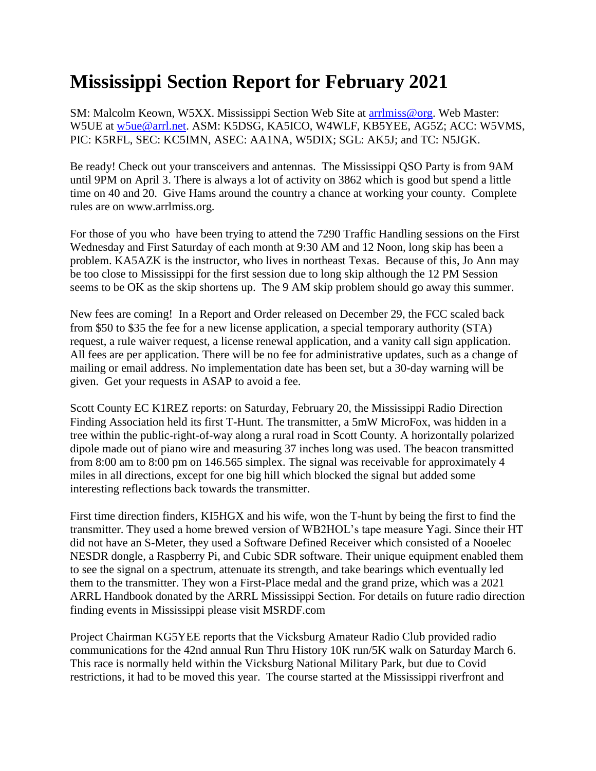# Mississippi Section Report for February 2021

SM: Malcolm Keown, W5XX. Mississippi Section Web Site at arrlmiss@org. Web Master: W5UE at w5ue@arrl.net. ASM: K5DSG, KA5ICO, W4WLF, KB5YEE, AG5Z; ACC: W5VMS, PIC: K5RFL, SEC: KC5IMN, ASEC: AA1NA, W5DIX; SGL: AK5J; and TC: N5JGK.

Be ready! Check out your transceivers and antennas. The Mississippi QSO Party is from 9AM until 9PM on April 3. There is always a lot of activity on 3862 which is good but spend a little time on 40 and 20. Give Hams around the country a chance at working your county. Complete rules are on www.arrlmiss.org.

For those of you who have been trying to attend the 7290 Traffic Handling sessions on the First Wednesday and First Saturday of each month at 9:30 AM and 12 Noon, long skip has been a problem. KA5AZK is the instructor, who lives in northeast Texas. Because of this, Jo Ann may be too close to Mississippi for the first session due to long skip although the 12 PM Session seems to be OK as the skip shortens up. The 9 AM skip problem should go away this summer.

New fees are coming! In a Report and Order released on December 29, the FCC scaled back from $50 to $35 the fee for a new license application, a special temporary authority (STA) request, a rule waiver request, a license renewal application, and a vanity call sign application. All fees are per application. There will be no fee for administrative updates, such as a change of mailing or email address. No implementation date has been set, but a 30-day warning will be given. Get your requests in ASAP to avoid a fee.

Scott County EC K1REZ reports: on Saturday, February 20, the Mississippi Radio Direction Finding Association held its first T-Hunt. The transmitter, a 5mW MicroFox, was hidden in a tree within the public-right-of-way along a rural road in Scott County. A horizontally polarized dipole made out of piano wire and measuring 37 inches long was used. The beacon transmitted from 8:00 am to 8:00 pm on 146.565 simplex. The signal was receivable for approximately 4 miles in all directions, except for one big hill which blocked the signal but added some interesting reflections back towards the transmitter.

First time direction finders, KI5HGX and his wife, won the T-hunt by being the first to find the transmitter. They used a home brewed version of WB2HOL's tape measure Yagi. Since their HT did not have an S-Meter, they used a Software Defined Receiver which consisted of a Nooelec NESDR dongle, a Raspberry Pi, and Cubic SDR software. Their unique equipment enabled them to see the signal on a spectrum, attenuate its strength, and take bearings which eventually led them to the transmitter. They won a First-Place medal and the grand prize, which was a 2021 ARRL Handbook donated by the ARRL Mississippi Section. For details on future radio direction finding events in Mississippi please visit MSRDF.com

Project Chairman KG5YEE reports that the Vicksburg Amateur Radio Club provided radio communications for the 42nd annual Run Thru History 10K run/5K walk on Saturday March 6. This race is normally held within the Vicksburg National Military Park, but due to Covid restrictions, it had to be moved this year. The course started at the Mississippi riverfront and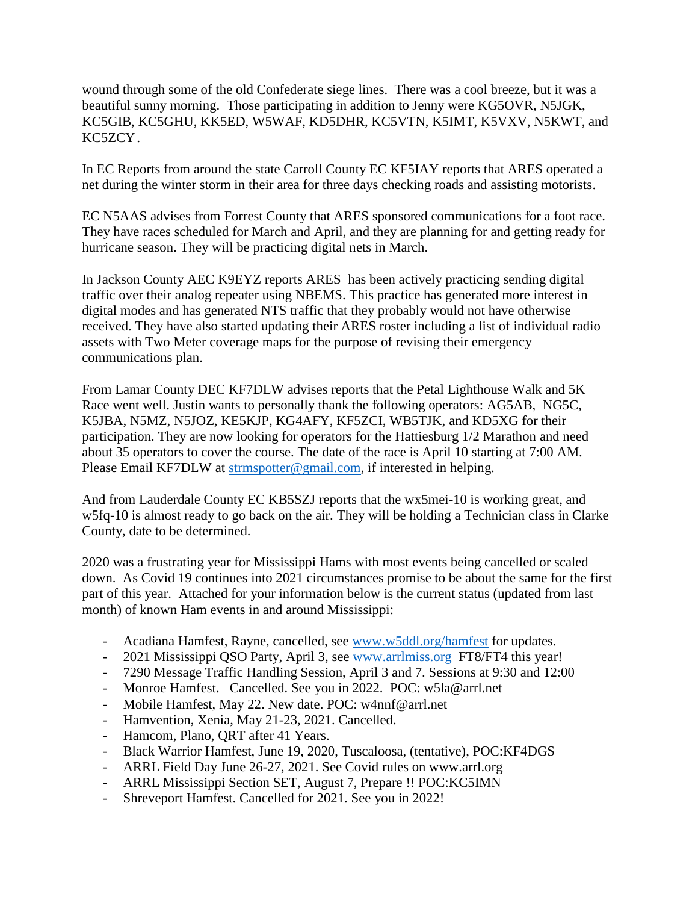wound through some of the old Confederate siege lines. There was a cool breeze, but it was a beautiful sunny morning. Those participating in addition to Jenny were KG5OVR, N5JGK, KC5GIB, KC5GHU, KK5ED, W5WAF, KD5DHR, KC5VTN, K5IMT, K5VXV, N5KWT, and KC5ZCY.

In EC Reports from around the state Carroll County EC KF5IAY reports that ARES operated a net during the winter storm in their area for three days checking roads and assisting motorists.

EC N5AAS advises from Forrest County that ARES sponsored communications for a foot race. They have races scheduled for March and April, and they are planning for and getting ready for hurricane season. They will be practicing digital nets in March.

In Jackson County AEC K9EYZ reports ARES has been actively practicing sending digital traffic over their analog repeater using NBEMS. This practice has generated more interest in digital modes and has generated NTS traffic that they probably would not have otherwise received. They have also started updating their ARES roster including a list of individual radio assets with Two Meter coverage maps for the purpose of revising their emergency communications plan.

From Lamar County DEC KF7DLW advises reports that the Petal Lighthouse Walk and 5K Race went well. Justin wants to personally thank the following operators: AG5AB, NG5C, K5JBA, N5MZ, N5JOZ, KE5KJP, KG4AFY, KF5ZCI, WB5TJK, and KD5XG for their participation. They are now looking for operators for the Hattiesburg 1/2 Marathon and need about 35 operators to cover the course. The date of the race is April 10 starting at 7:00 AM. Please Email KF7DLW at strmspotter@gmail.com, if interested in helping.

And from Lauderdale County EC KB5SZJ reports that the wx5mei-10 is working great, and w5fq-10 is almost ready to go back on the air. They will be holding a Technician class in Clarke County, date to be determined.

2020 was a frustrating year for Mississippi Hams with most events being cancelled or scaled down. As Covid 19 continues into 2021 circumstances promise to be about the same for the first part of this year. Attached for your information below is the current status (updated from last month) of known Ham events in and around Mississippi:

- Acadiana Hamfest, Rayne, cancelled, see www.w5ddl.org/hamfest for updates.
- 2021 Mississippi QSO Party, April 3, see www.arrlmiss.org FT8/FT4 this year!
- 7290 Message Traffic Handling Session, April 3 and 7. Sessions at 9:30 and 12:00
- Monroe Hamfest. Cancelled. See you in 2022. POC: w5la@arrl.net
- Mobile Hamfest, May 22. New date. POC: w4nnf@arrl.net
- Hamvention, Xenia, May 21-23, 2021. Cancelled.
- Hamcom, Plano, QRT after 41 Years.
- Black Warrior Hamfest, June 19, 2020, Tuscaloosa, (tentative), POC:KF4DGS
- ARRL Field Day June 26-27, 2021. See Covid rules on www.arrl.org
- ARRL Mississippi Section SET, August 7, Prepare !! POC:KC5IMN
- Shreveport Hamfest. Cancelled for 2021. See you in 2022!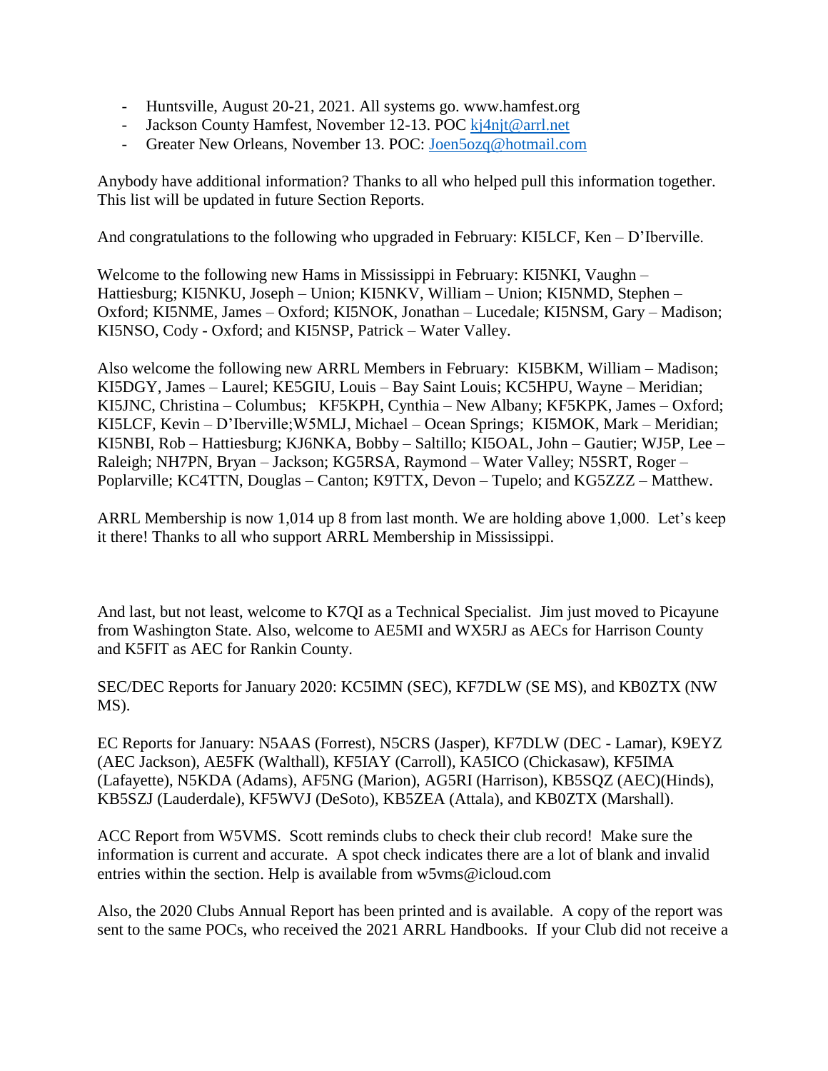- Huntsville, August 20-21, 2021. All systems go. www.hamfest.org
- Jackson County Hamfest, November 12-13. POC kj4njt@arrl.net
- Greater New Orleans, November 13. POC: Joen5ozq@hotmail.com

Anybody have additional information? Thanks to all who helped pull this information together. This list will be updated in future Section Reports.

And congratulations to the following who upgraded in February: KI5LCF, Ken – D'Iberville.

Welcome to the following new Hams in Mississippi in February: KI5NKI, Vaughn – Hattiesburg; KI5NKU, Joseph – Union; KI5NKV, William – Union; KI5NMD, Stephen – Oxford; KI5NME, James – Oxford; KI5NOK, Jonathan – Lucedale; KI5NSM, Gary – Madison; KI5NSO, Cody - Oxford; and KI5NSP, Patrick – Water Valley.

Also welcome the following new ARRL Members in February: KI5BKM, William – Madison; KI5DGY, James – Laurel; KE5GIU, Louis – Bay Saint Louis; KC5HPU, Wayne – Meridian; KI5JNC, Christina – Columbus; KF5KPH, Cynthia – New Albany; KF5KPK, James – Oxford; KI5LCF, Kevin – D'Iberville;W5MLJ, Michael – Ocean Springs; KI5MOK, Mark – Meridian; KI5NBI, Rob – Hattiesburg; KJ6NKA, Bobby – Saltillo; KI5OAL, John – Gautier; WJ5P, Lee – Raleigh; NH7PN, Bryan – Jackson; KG5RSA, Raymond – Water Valley; N5SRT, Roger – Poplarville; KC4TTN, Douglas – Canton; K9TTX, Devon – Tupelo; and KG5ZZZ – Matthew.

ARRL Membership is now 1,014 up 8 from last month. We are holding above 1,000. Let's keep it there! Thanks to all who support ARRL Membership in Mississippi.

And last, but not least, welcome to K7QI as a Technical Specialist. Jim just moved to Picayune from Washington State. Also, welcome to AE5MI and WX5RJ as AECs for Harrison County and K5FIT as AEC for Rankin County.

SEC/DEC Reports for January 2020: KC5IMN (SEC), KF7DLW (SE MS), and KB0ZTX (NW MS).

EC Reports for January: N5AAS (Forrest), N5CRS (Jasper), KF7DLW (DEC - Lamar), K9EYZ (AEC Jackson), AE5FK (Walthall), KF5IAY (Carroll), KA5ICO (Chickasaw), KF5IMA (Lafayette), N5KDA (Adams), AF5NG (Marion), AG5RI (Harrison), KB5SQZ (AEC)(Hinds), KB5SZJ (Lauderdale), KF5WVJ (DeSoto), KB5ZEA (Attala), and KB0ZTX (Marshall).

ACC Report from W5VMS. Scott reminds clubs to check their club record! Make sure the information is current and accurate. A spot check indicates there are a lot of blank and invalid entries within the section. Help is available from w5vms@icloud.com

Also, the 2020 Clubs Annual Report has been printed and is available. A copy of the report was sent to the same POCs, who received the 2021 ARRL Handbooks. If your Club did not receive a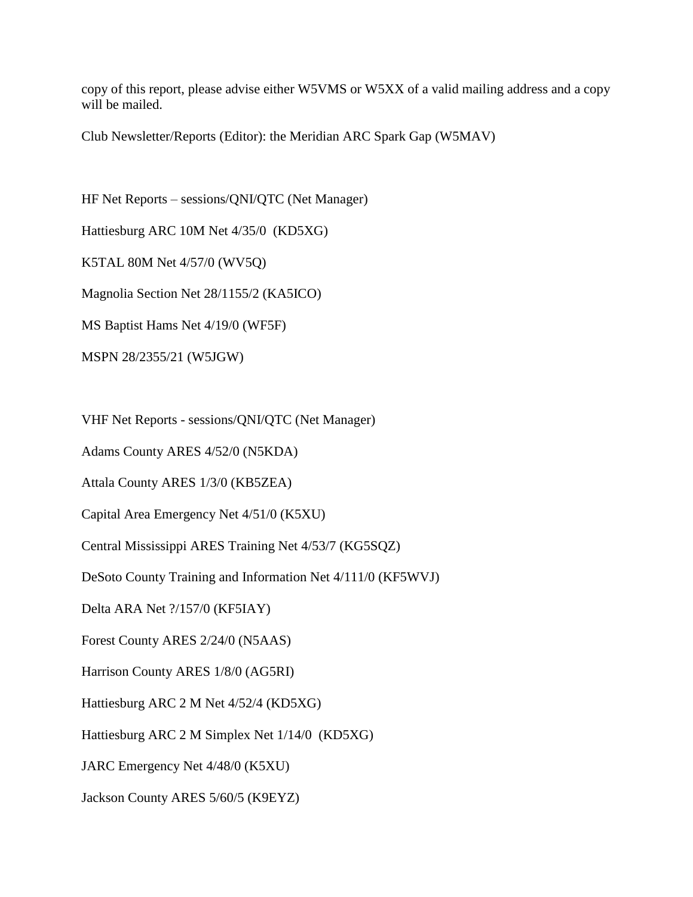copy of this report, please advise either W5VMS or W5XX of a valid mailing address and a copy will be mailed.

Club Newsletter/Reports (Editor): the Meridian ARC Spark Gap (W5MAV)

HF Net Reports – sessions/QNI/QTC (Net Manager)

Hattiesburg ARC 10M Net 4/35/0 (KD5XG)

K5TAL 80M Net 4/57/0 (WV5Q)

Magnolia Section Net 28/1155/2 (KA5ICO)

MS Baptist Hams Net 4/19/0 (WF5F)

MSPN 28/2355/21 (W5JGW)

VHF Net Reports - sessions/QNI/QTC (Net Manager)

Adams County ARES 4/52/0 (N5KDA)

Attala County ARES 1/3/0 (KB5ZEA)

Capital Area Emergency Net 4/51/0 (K5XU)

Central Mississippi ARES Training Net 4/53/7 (KG5SQZ)

DeSoto County Training and Information Net 4/111/0 (KF5WVJ)

Delta ARA Net ?/157/0 (KF5IAY)

Forest County ARES 2/24/0 (N5AAS)

Harrison County ARES 1/8/0 (AG5RI)

Hattiesburg ARC 2 M Net 4/52/4 (KD5XG)

Hattiesburg ARC 2 M Simplex Net 1/14/0 (KD5XG)

JARC Emergency Net 4/48/0 (K5XU)

Jackson County ARES 5/60/5 (K9EYZ)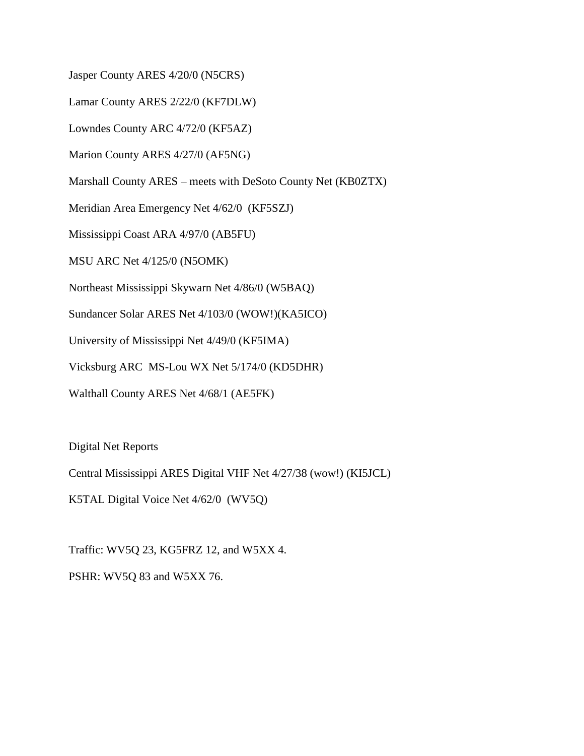Jasper County ARES 4/20/0 (N5CRS)

Lamar County ARES 2/22/0 (KF7DLW)

Lowndes County ARC 4/72/0 (KF5AZ)

Marion County ARES 4/27/0 (AF5NG)

Marshall County ARES – meets with DeSoto County Net (KB0ZTX)

Meridian Area Emergency Net 4/62/0 (KF5SZJ)

Mississippi Coast ARA 4/97/0 (AB5FU)

MSU ARC Net 4/125/0 (N5OMK)

Northeast Mississippi Skywarn Net 4/86/0 (W5BAQ)

Sundancer Solar ARES Net 4/103/0 (WOW!)(KA5ICO)

University of Mississippi Net 4/49/0 (KF5IMA)

Vicksburg ARC MS-Lou WX Net 5/174/0 (KD5DHR)

Walthall County ARES Net 4/68/1 (AE5FK)

Digital Net Reports

Central Mississippi ARES Digital VHF Net 4/27/38 (wow!) (KI5JCL)

K5TAL Digital Voice Net 4/62/0 (WV5Q)

Traffic: WV5Q 23, KG5FRZ 12, and W5XX 4.

PSHR: WV5Q 83 and W5XX 76.